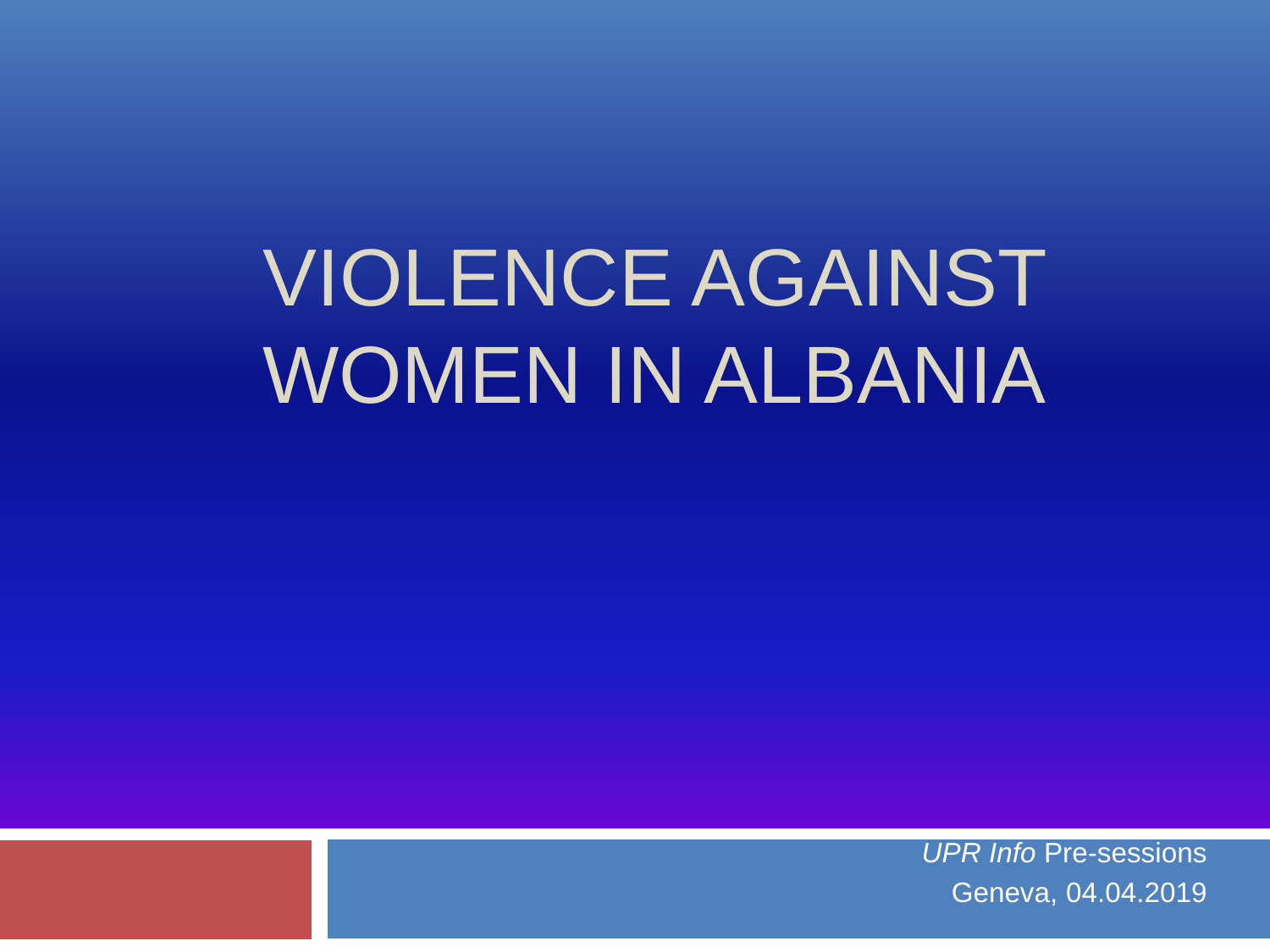# VIOLENCE AGAINST WOMEN IN ALBANIA

*UPR Info* Pre-sessions

Geneva, 04.04.2019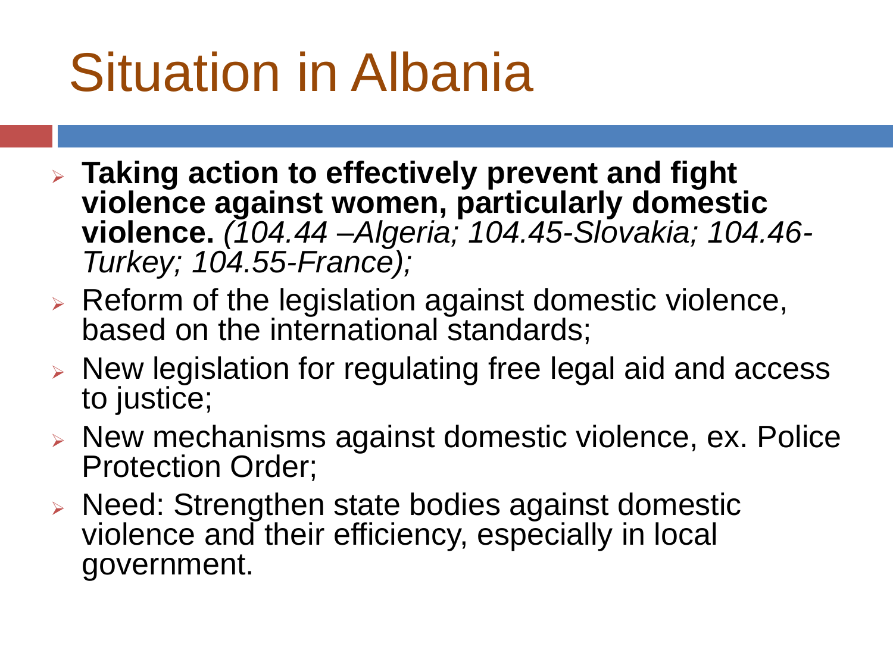# Situation in Albania

- **Taking action to effectively prevent and fight violence against women, particularly domestic violence.** *(104.44 –Algeria; 104.45-Slovakia; 104.46-Turkey; 104.55-France);*
- Reform of the legislation against domestic violence, based on the international standards;
- New legislation for regulating free legal aid and access to justice;
- New mechanisms against domestic violence, ex. Police Protection Order;
- Need: Strengthen state bodies against domestic violence and their efficiency, especially in local government.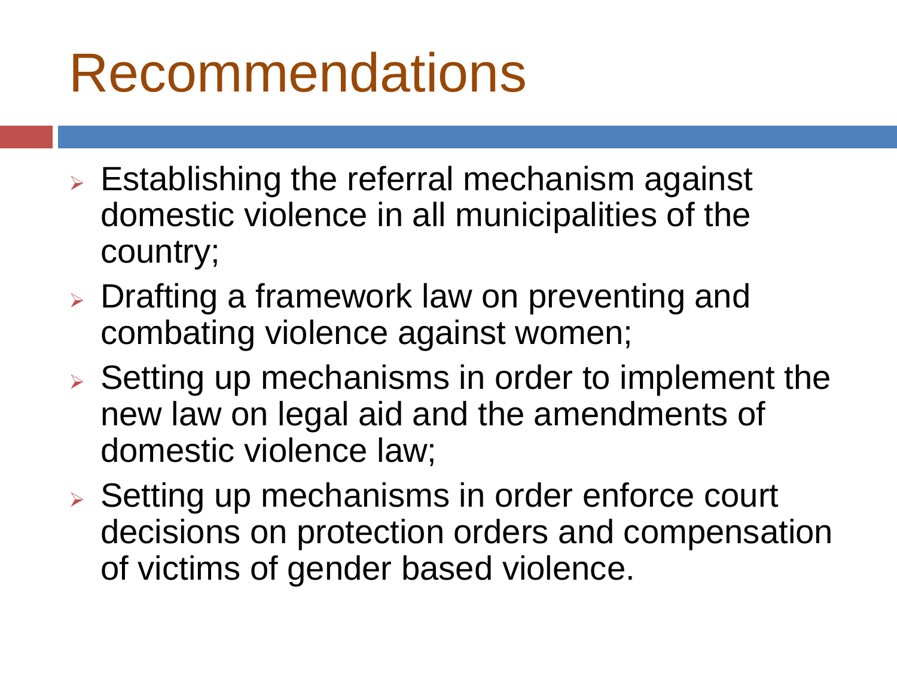# Recommendations

- Establishing the referral mechanism against domestic violence in all municipalities of the country;
- Drafting a framework law on preventing and combating violence against women;
- Setting up mechanisms in order to implement the new law on legal aid and the amendments of domestic violence law;
- Setting up mechanisms in order enforce court decisions on protection orders and compensation of victims of gender based violence.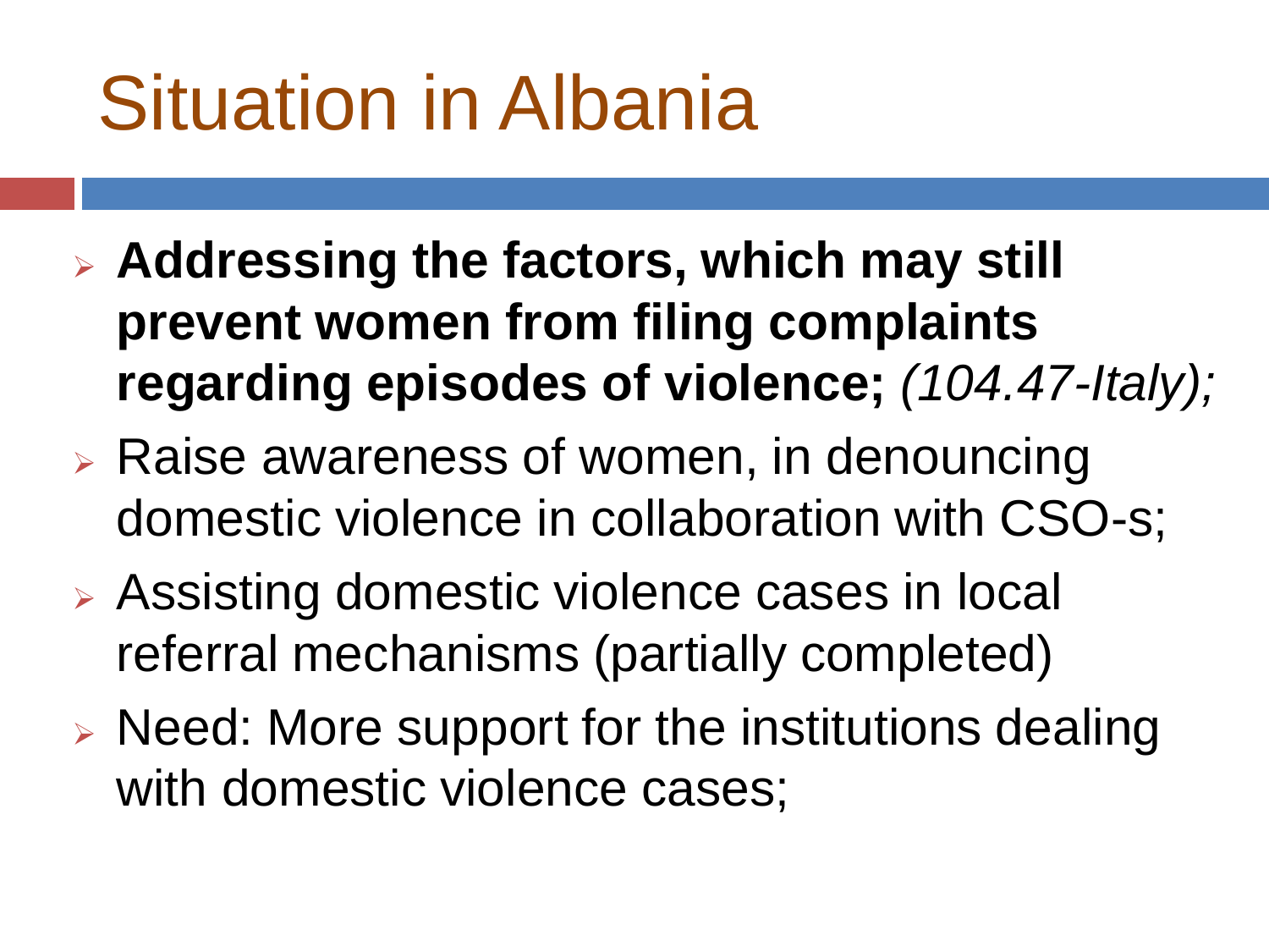# Situation in Albania

- **Addressing the factors, which may still prevent women from filing complaints regarding episodes of violence;** *(104.47-Italy);*
- Raise awareness of women, in denouncing domestic violence in collaboration with CSO-s;
- Assisting domestic violence cases in local referral mechanisms (partially completed)
- Need: More support for the institutions dealing with domestic violence cases;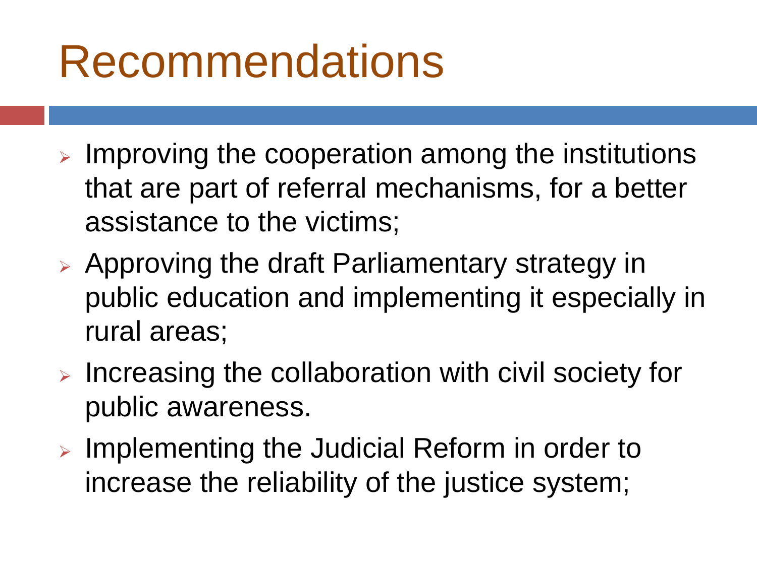# Recommendations

- Improving the cooperation among the institutions that are part of referral mechanisms, for a better assistance to the victims;
- Approving the draft Parliamentary strategy in public education and implementing it especially in rural areas;
- Increasing the collaboration with civil society for public awareness.
- Implementing the Judicial Reform in order to increase the reliability of the justice system;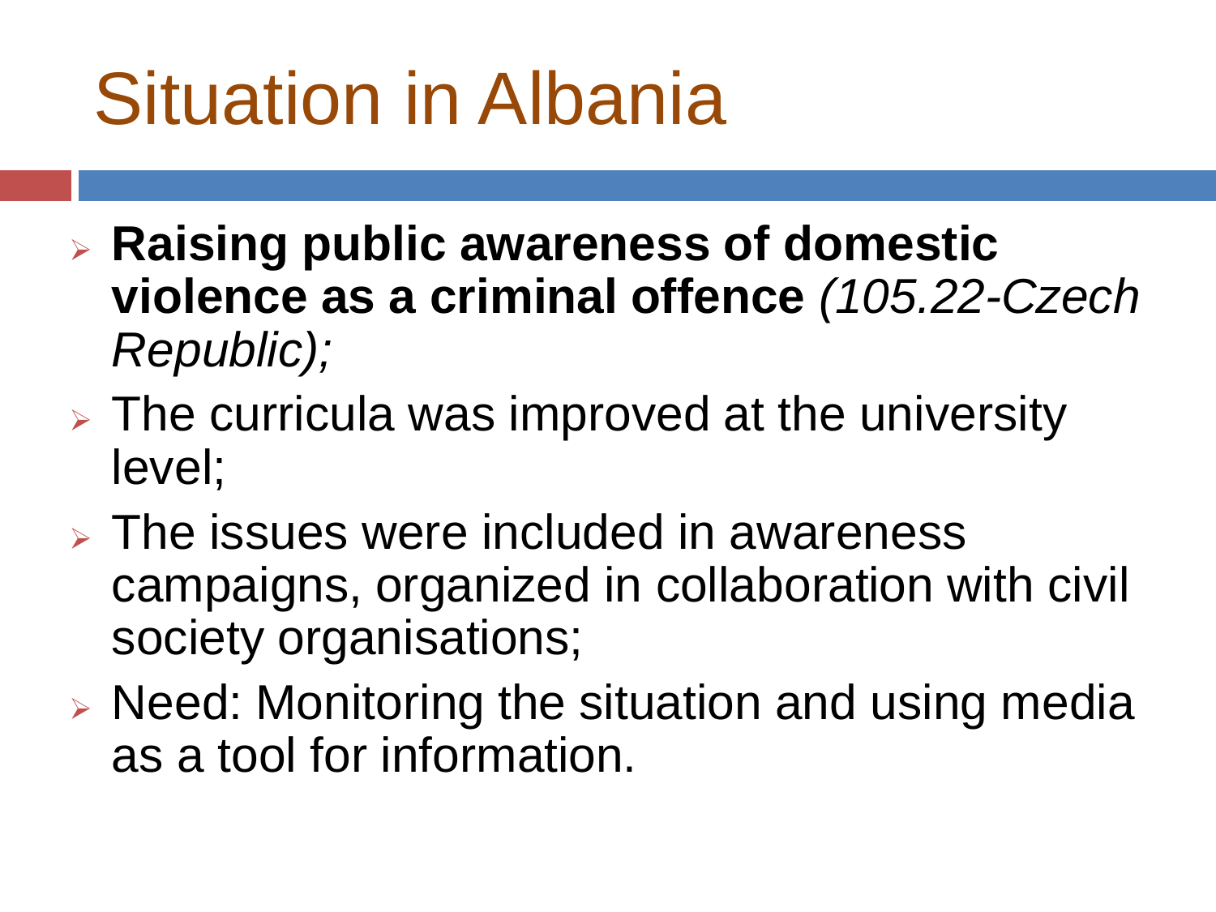# Situation in Albania

- **Raising public awareness of domestic violence as a criminal offence** *(105.22-Czech Republic);*
- The curricula was improved at the university level;
- The issues were included in awareness campaigns, organized in collaboration with civil society organisations;
- Need: Monitoring the situation and using media as a tool for information.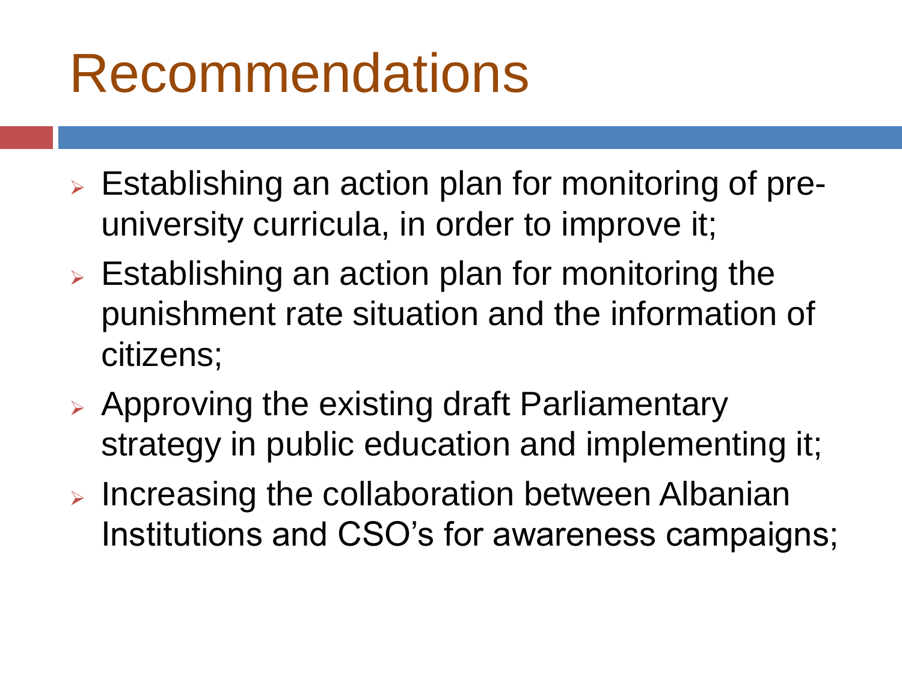# Recommendations

- Establishing an action plan for monitoring of pre-university curricula, in order to improve it;
- Establishing an action plan for monitoring the punishment rate situation and the information of citizens;
- Approving the existing draft Parliamentary strategy in public education and implementing it;
- Increasing the collaboration between Albanian Institutions and CSO's for awareness campaigns;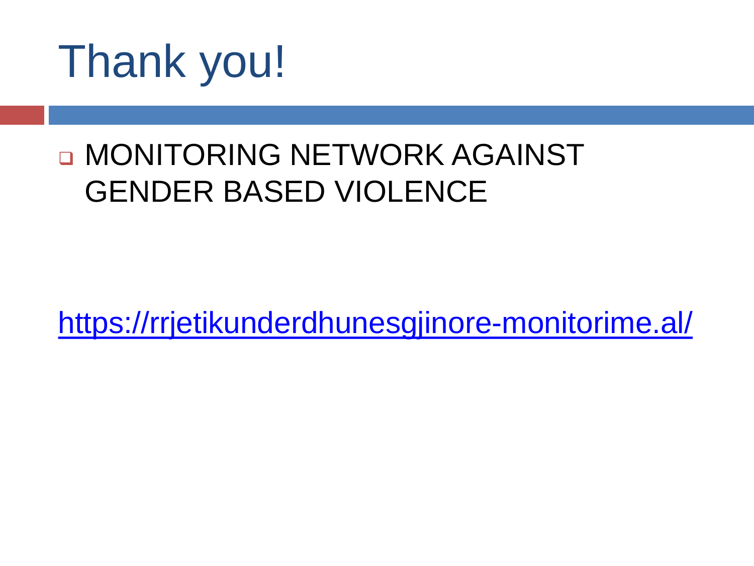# Thank you!

- MONITORING NETWORK AGAINST GENDER BASED VIOLENCE

https://rrjetikunderdhunesgjinore-monitorime.al/